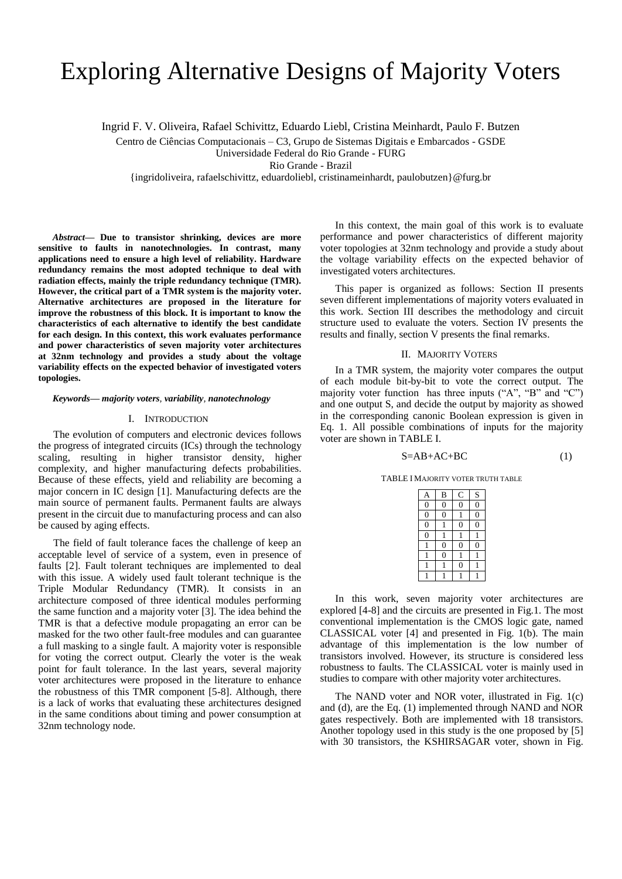# Exploring Alternative Designs of Majority Voters

Ingrid F. V. Oliveira, Rafael Schivittz, Eduardo Liebl, Cristina Meinhardt, Paulo F. Butzen

Centro de Ciências Computacionais – C3, Grupo de Sistemas Digitais e Embarcados - GSDE
Universidade Federal do Rio Grande - FURG
Rio Grande - Brazil
{ingridoliveira, rafaelschivittz, eduardoliebl, cristinameinhardt, paulobutzen}@furg.br

***Abstract*— Due to transistor shrinking, devices are more sensitive to faults in nanotechnologies. In contrast, many applications need to ensure a high level of reliability. Hardware redundancy remains the most adopted technique to deal with radiation effects, mainly the triple redundancy technique (TMR). However, the critical part of a TMR system is the majority voter. Alternative architectures are proposed in the literature for improve the robustness of this block. It is important to know the characteristics of each alternative to identify the best candidate for each design. In this context, this work evaluates performance and power characteristics of seven majority voter architectures at 32nm technology and provides a study about the voltage variability effects on the expected behavior of investigated voters topologies.**

***Keywords— majority voters, variability, nanotechnology***

## I. Introduction

The evolution of computers and electronic devices follows the progress of integrated circuits (ICs) through the technology scaling, resulting in higher transistor density, higher complexity, and higher manufacturing defects probabilities. Because of these effects, yield and reliability are becoming a major concern in IC design [1]. Manufacturing defects are the main source of permanent faults. Permanent faults are always present in the circuit due to manufacturing process and can also be caused by aging effects.

The field of fault tolerance faces the challenge of keep an acceptable level of service of a system, even in presence of faults [2]. Fault tolerant techniques are implemented to deal with this issue. A widely used fault tolerant technique is the Triple Modular Redundancy (TMR). It consists in an architecture composed of three identical modules performing the same function and a majority voter [3]. The idea behind the TMR is that a defective module propagating an error can be masked for the two other fault-free modules and can guarantee a full masking to a single fault. A majority voter is responsible for voting the correct output. Clearly the voter is the weak point for fault tolerance. In the last years, several majority voter architectures were proposed in the literature to enhance the robustness of this TMR component [5-8]. Although, there is a lack of works that evaluating these architectures designed in the same conditions about timing and power consumption at 32nm technology node.

In this context, the main goal of this work is to evaluate performance and power characteristics of different majority voter topologies at 32nm technology and provide a study about the voltage variability effects on the expected behavior of investigated voters architectures.

This paper is organized as follows: Section II presents seven different implementations of majority voters evaluated in this work. Section III describes the methodology and circuit structure used to evaluate the voters. Section IV presents the results and finally, section V presents the final remarks.

## II. Majority Voters

In a TMR system, the majority voter compares the output of each module bit-by-bit to vote the correct output. The majority voter function has three inputs ("A", "B" and "C") and one output S, and decide the output by majority as showed in the corresponding canonic Boolean expression is given in Eq. 1. All possible combinations of inputs for the majority voter are shown in TABLE I.

$$S=AB+AC+BC \tag{1}$$

TABLE I Majority voter truth table

| A | B | C | S |
|---|---|---|---|
| 0 | 0 | 0 | 0 |
| 0 | 0 | 1 | 0 |
| 0 | 1 | 0 | 0 |
| 0 | 1 | 1 | 1 |
| 1 | 0 | 0 | 0 |
| 1 | 0 | 1 | 1 |
| 1 | 1 | 0 | 1 |
| 1 | 1 | 1 | 1 |

In this work, seven majority voter architectures are explored [4-8] and the circuits are presented in Fig.1. The most conventional implementation is the CMOS logic gate, named CLASSICAL voter [4] and presented in Fig. 1(b). The main advantage of this implementation is the low number of transistors involved. However, its structure is considered less robustness to faults. The CLASSICAL voter is mainly used in studies to compare with other majority voter architectures.

The NAND voter and NOR voter, illustrated in Fig. 1(c) and (d), are the Eq. (1) implemented through NAND and NOR gates respectively. Both are implemented with 18 transistors. Another topology used in this study is the one proposed by [5] with 30 transistors, the KSHIRSAGAR voter, shown in Fig.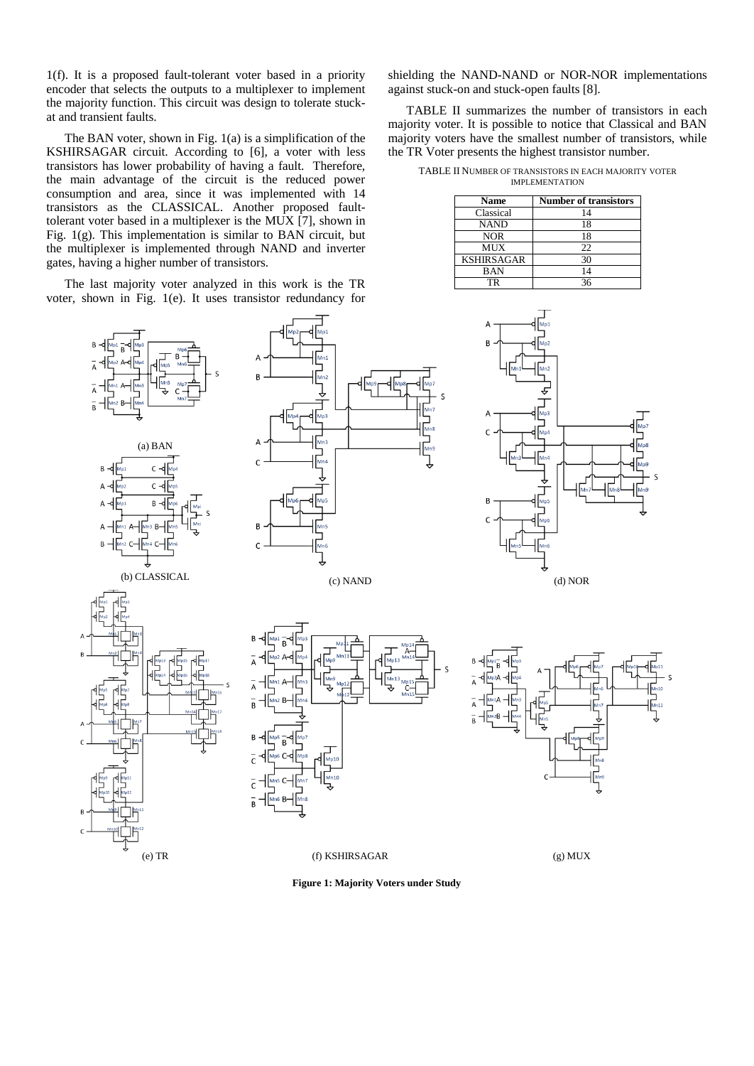1(f). It is a proposed fault-tolerant voter based in a priority encoder that selects the outputs to a multiplexer to implement the majority function. This circuit was design to tolerate stuck-at and transient faults.

The BAN voter, shown in Fig. 1(a) is a simplification of the KSHIRSAGAR circuit. According to [6], a voter with less transistors has lower probability of having a fault. Therefore, the main advantage of the circuit is the reduced power consumption and area, since it was implemented with 14 transistors as the CLASSICAL. Another proposed fault-tolerant voter based in a multiplexer is the MUX [7], shown in Fig. 1(g). This implementation is similar to BAN circuit, but the multiplexer is implemented through NAND and inverter gates, having a higher number of transistors.

The last majority voter analyzed in this work is the TR voter, shown in Fig. 1(e). It uses transistor redundancy for shielding the NAND-NAND or NOR-NOR implementations against stuck-on and stuck-open faults [8].

TABLE II summarizes the number of transistors in each majority voter. It is possible to notice that Classical and BAN majority voters have the smallest number of transistors, while the TR Voter presents the highest transistor number.

TABLE II NUMBER OF TRANSISTORS IN EACH MAJORITY VOTER IMPLEMENTATION

| Name | Number of transistors |
|---|---|
| Classical | 14 |
| NAND | 18 |
| NOR | 18 |
| MUX | 22 |
| KSHIRSAGAR | 30 |
| BAN | 14 |
| TR | 36 |

(a) BAN (b) CLASSICAL (c) NAND (d) NOR (e) TR (f) KSHIRSAGAR (g) MUX

**Figure 1: Majority Voters under Study**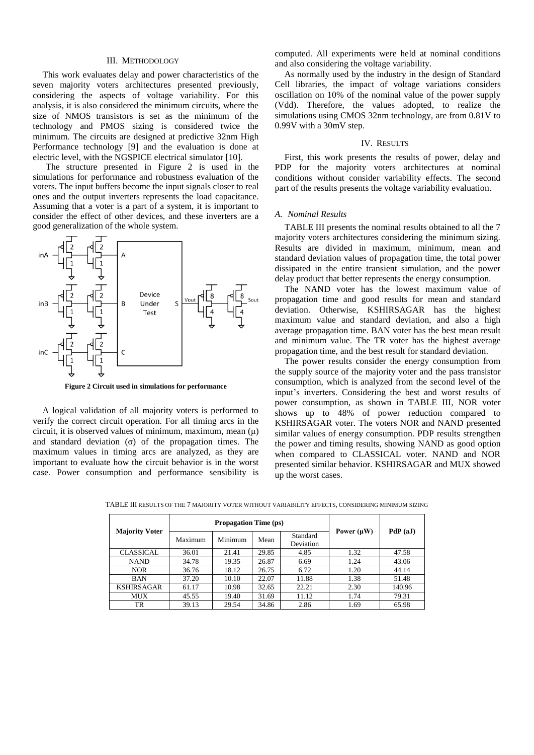## III. Methodology

This work evaluates delay and power characteristics of the seven majority voters architectures presented previously, considering the aspects of voltage variability. For this analysis, it is also considered the minimum circuits, where the size of NMOS transistors is set as the minimum of the technology and PMOS sizing is considered twice the minimum. The circuits are designed at predictive 32nm High Performance technology [9] and the evaluation is done at electric level, with the NGSPICE electrical simulator [10].

The structure presented in Figure 2 is used in the simulations for performance and robustness evaluation of the voters. The input buffers become the input signals closer to real ones and the output inverters represents the load capacitance. Assuming that a voter is a part of a system, it is important to consider the effect of other devices, and these inverters are a good generalization of the whole system.

**Figure 2 Circuit used in simulations for performance**

A logical validation of all majority voters is performed to verify the correct circuit operation. For all timing arcs in the circuit, it is observed values of minimum, maximum, mean ($\mu$) and standard deviation ($\sigma$) of the propagation times. The maximum values in timing arcs are analyzed, as they are important to evaluate how the circuit behavior is in the worst case. Power consumption and performance sensibility is computed. All experiments were held at nominal conditions and also considering the voltage variability.

As normally used by the industry in the design of Standard Cell libraries, the impact of voltage variations considers oscillation on 10% of the nominal value of the power supply (Vdd). Therefore, the values adopted, to realize the simulations using CMOS 32nm technology, are from 0.81V to 0.99V with a 30mV step.

## IV. Results

First, this work presents the results of power, delay and PDP for the majority voters architectures at nominal conditions without consider variability effects. The second part of the results presents the voltage variability evaluation.

### A. Nominal Results

TABLE III presents the nominal results obtained to all the 7 majority voters architectures considering the minimum sizing. Results are divided in maximum, minimum, mean and standard deviation values of propagation time, the total power dissipated in the entire transient simulation, and the power delay product that better represents the energy consumption.

The NAND voter has the lowest maximum value of propagation time and good results for mean and standard deviation. Otherwise, KSHIRSAGAR has the highest maximum value and standard deviation, and also a high average propagation time. BAN voter has the best mean result and minimum value. The TR voter has the highest average propagation time, and the best result for standard deviation.

The power results consider the energy consumption from the supply source of the majority voter and the pass transistor consumption, which is analyzed from the second level of the input's inverters. Considering the best and worst results of power consumption, as shown in TABLE III, NOR voter shows up to 48% of power reduction compared to KSHIRSAGAR voter. The voters NOR and NAND presented similar values of energy consumption. PDP results strengthen the power and timing results, showing NAND as good option when compared to CLASSICAL voter. NAND and NOR presented similar behavior. KSHIRSAGAR and MUX showed up the worst cases.

TABLE III RESULTS OF THE 7 MAJORITY VOTER WITHOUT VARIABILITY EFFECTS, CONSIDERING MINIMUM SIZING

| Majority Voter | Propagation Time (ps) | | | | Power (µW) | PdP (aJ) |
|---|---|---|---|---|---|---|
| | Maximum | Minimum | Mean | Standard Deviation | | |
| CLASSICAL | 36.01 | 21.41 | 29.85 | 4.85 | 1.32 | 47.58 |
| NAND | 34.78 | 19.35 | 26.87 | 6.69 | 1.24 | 43.06 |
| NOR | 36.76 | 18.12 | 26.75 | 6.72 | 1.20 | 44.14 |
| BAN | 37.20 | 10.10 | 22.07 | 11.88 | 1.38 | 51.48 |
| KSHIRSAGAR | 61.17 | 10.98 | 32.65 | 22.21 | 2.30 | 140.96 |
| MUX | 45.55 | 19.40 | 31.69 | 11.12 | 1.74 | 79.31 |
| TR | 39.13 | 29.54 | 34.86 | 2.86 | 1.69 | 65.98 |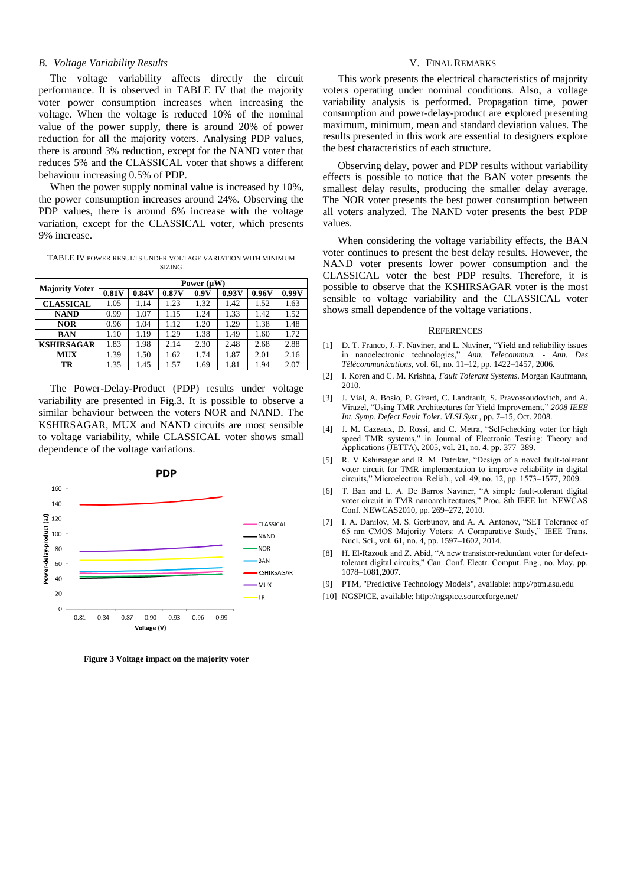### B. Voltage Variability Results

The voltage variability affects directly the circuit performance. It is observed in TABLE IV that the majority voter power consumption increases when increasing the voltage. When the voltage is reduced 10% of the nominal value of the power supply, there is around 20% of power reduction for all the majority voters. Analysing PDP values, there is around 3% reduction, except for the NAND voter that reduces 5% and the CLASSICAL voter that shows a different behaviour increasing 0.5% of PDP.

When the power supply nominal value is increased by 10%, the power consumption increases around 24%. Observing the PDP values, there is around 6% increase with the voltage variation, except for the CLASSICAL voter, which presents 9% increase.

TABLE IV POWER RESULTS UNDER VOLTAGE VARIATION WITH MINIMUM SIZING

| Majority Voter | Power (μW) | | | | | | |
|---|---|---|---|---|---|---|---|
| | 0.81V | 0.84V | 0.87V | 0.9V | 0.93V | 0.96V | 0.99V |
| CLASSICAL | 1.05 | 1.14 | 1.23 | 1.32 | 1.42 | 1.52 | 1.63 |
| NAND | 0.99 | 1.07 | 1.15 | 1.24 | 1.33 | 1.42 | 1.52 |
| NOR | 0.96 | 1.04 | 1.12 | 1.20 | 1.29 | 1.38 | 1.48 |
| BAN | 1.10 | 1.19 | 1.29 | 1.38 | 1.49 | 1.60 | 1.72 |
| KSHIRSAGAR | 1.83 | 1.98 | 2.14 | 2.30 | 2.48 | 2.68 | 2.88 |
| MUX | 1.39 | 1.50 | 1.62 | 1.74 | 1.87 | 2.01 | 2.16 |
| TR | 1.35 | 1.45 | 1.57 | 1.69 | 1.81 | 1.94 | 2.07 |

The Power-Delay-Product (PDP) results under voltage variability are presented in Fig.3. It is possible to observe a similar behaviour between the voters NOR and NAND. The KSHIRSAGAR, MUX and NAND circuits are most sensible to voltage variability, while CLASSICAL voter shows small dependence of the voltage variations.

PDP

Power-delay-product (aJ)

160
140
120
100
80
60
40
20
0

0.81 0.84 0.87 0.90 0.93 0.96 0.99

Voltage (V)

CLASSICAL
NAND
NOR
BAN
KSHIRSAGAR
MUX
TR

**Figure 3 Voltage impact on the majority voter**

## V. Final Remarks

This work presents the electrical characteristics of majority voters operating under nominal conditions. Also, a voltage variability analysis is performed. Propagation time, power consumption and power-delay-product are explored presenting maximum, minimum, mean and standard deviation values. The results presented in this work are essential to designers explore the best characteristics of each structure.

Observing delay, power and PDP results without variability effects is possible to notice that the BAN voter presents the smallest delay results, producing the smaller delay average. The NOR voter presents the best power consumption between all voters analyzed. The NAND voter presents the best PDP values.

When considering the voltage variability effects, the BAN voter continues to present the best delay results. However, the NAND voter presents lower power consumption and the CLASSICAL voter the best PDP results. Therefore, it is possible to observe that the KSHIRSAGAR voter is the most sensible to voltage variability and the CLASSICAL voter shows small dependence of the voltage variations.

## References

[1] D. T. Franco, J.-F. Naviner, and L. Naviner, "Yield and reliability issues in nanoelectronic technologies," *Ann. Telecommun. - Ann. Des Télécommunications*, vol. 61, no. 11–12, pp. 1422–1457, 2006.

[2] I. Koren and C. M. Krishna, *Fault Tolerant Systems*. Morgan Kaufmann, 2010.

[3] J. Vial, A. Bosio, P. Girard, C. Landrault, S. Pravossoudovitch, and A. Virazel, "Using TMR Architectures for Yield Improvement," *2008 IEEE Int. Symp. Defect Fault Toler. VLSI Syst.*, pp. 7–15, Oct. 2008.

[4] J. M. Cazeaux, D. Rossi, and C. Metra, "Self-checking voter for high speed TMR systems," in Journal of Electronic Testing: Theory and Applications (JETTA), 2005, vol. 21, no. 4, pp. 377–389.

[5] R. V Kshirsagar and R. M. Patrikar, "Design of a novel fault-tolerant voter circuit for TMR implementation to improve reliability in digital circuits," Microelectron. Reliab., vol. 49, no. 12, pp. 1573–1577, 2009.

[6] T. Ban and L. A. De Barros Naviner, "A simple fault-tolerant digital voter circuit in TMR nanoarchitectures," Proc. 8th IEEE Int. NEWCAS Conf. NEWCAS2010, pp. 269–272, 2010.

[7] I. A. Danilov, M. S. Gorbunov, and A. A. Antonov, "SET Tolerance of 65 nm CMOS Majority Voters: A Comparative Study," IEEE Trans. Nucl. Sci., vol. 61, no. 4, pp. 1597–1602, 2014.

[8] H. El-Razouk and Z. Abid, "A new transistor-redundant voter for defect-tolerant digital circuits," Can. Conf. Electr. Comput. Eng., no. May, pp. 1078–1081,2007.

[9] PTM, "Predictive Technology Models", available: http://ptm.asu.edu

[10] NGSPICE, available: http://ngspice.sourceforge.net/